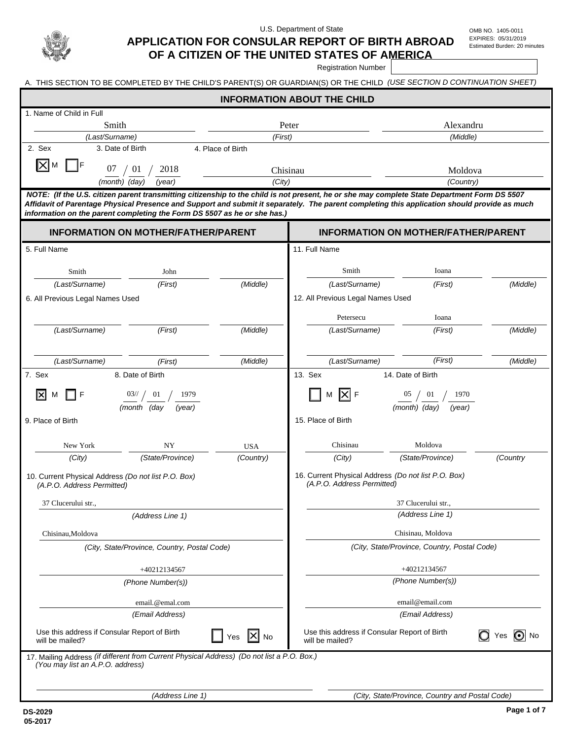U.S. Department of State

# APPLICATION FOR CONSULAR REPORT OF BIRTH ABROAD OF A CITIZEN OF THE UNITED STATES OF AMERICA

OMB NO. 1405-0011
EXPIRES: 05/31/2019
Estimated Burden: 20 minutes

Registration Number: 

A. THIS SECTION TO BE COMPLETED BY THE CHILD'S PARENT(S) OR GUARDIAN(S) OR THE CHILD *(USE SECTION D CONTINUATION SHEET)*

## INFORMATION ABOUT THE CHILD

1. Name of Child in Full

| Smith | Peter | Alexandru |
|---|---|---|
| *(Last/Surname)* | *(First)* | *(Middle)* |

2. Sex: [X] M [ ] F

3. Date of Birth: 07 / 01 / 2018 *(month) (day) (year)*

4. Place of Birth: Chisinau *(City)*, Moldova *(Country)*

***NOTE: (If the U.S. citizen parent transmitting citizenship to the child is not present, he or she may complete State Department Form DS 5507 Affidavit of Parentage Physical Presence and Support and submit it separately. The parent completing this application should provide as much information on the parent completing the Form DS 5507 as he or she has.)***

## INFORMATION ON MOTHER/FATHER/PARENT

5. Full Name

| Smith | John | |
|---|---|---|
| *(Last/Surname)* | *(First)* | *(Middle)* |

6. All Previous Legal Names Used

| | | |
|---|---|---|
| *(Last/Surname)* | *(First)* | *(Middle)* |
| | | |
| *(Last/Surname)* | *(First)* | *(Middle)* |

7. Sex: [X] M [ ] F

8. Date of Birth: 03// / 01 / 1979 *(month (day (year)*

9. Place of Birth

| New York | NY | USA |
|---|---|---|
| *(City)* | *(State/Province)* | *(Country)* |

10. Current Physical Address *(Do not list P.O. Box) (A.P.O. Address Permitted)*

37 Clucerului str., *(Address Line 1)*

Chisinau,Moldova *(City, State/Province, Country, Postal Code)*

+40212134567 *(Phone Number(s))*

email.@emal.com *(Email Address)*

Use this address if Consular Report of Birth will be mailed? [ ] Yes [X] No

## INFORMATION ON MOTHER/FATHER/PARENT

11. Full Name

| Smith | Ioana | |
|---|---|---|
| *(Last/Surname)* | *(First)* | *(Middle)* |

12. All Previous Legal Names Used

| Petersecu | Ioana | |
|---|---|---|
| *(Last/Surname)* | *(First)* | *(Middle)* |
| | | |
| *(Last/Surname)* | *(First)* | *(Middle)* |

13. Sex: [ ] M [X] F

14. Date of Birth: 05 / 01 / 1970 *(month) (day) (year)*

15. Place of Birth

| Chisinau | Moldova | |
|---|---|---|
| *(City)* | *(State/Province)* | *(Country* |

16. Current Physical Address *(Do not list P.O. Box) (A.P.O. Address Permitted)*

37 Clucerului str., *(Address Line 1)*

Chisinau, Moldova *(City, State/Province, Country, Postal Code)*

+40212134567 *(Phone Number(s))*

email@email.com *(Email Address)*

Use this address if Consular Report of Birth will be mailed? ( ) Yes (•) No

17. Mailing Address *(if different from Current Physical Address) (Do not list a P.O. Box.) (You may list an A.P.O. address)*

| | |
|---|---|
| *(Address Line 1)* | *(City, State/Province, Country and Postal Code)* |

DS-2029
05-2017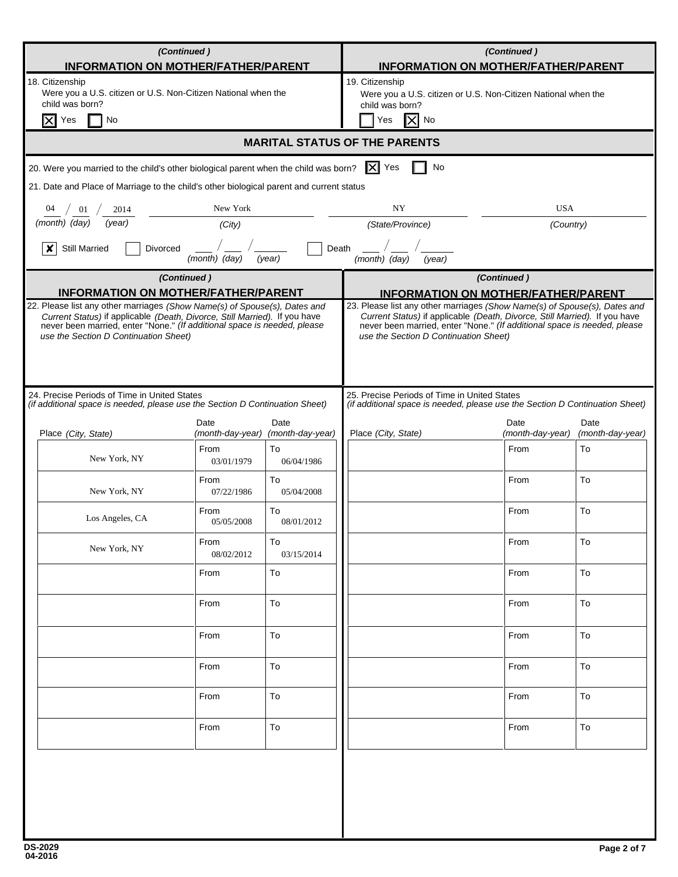## (Continued) INFORMATION ON MOTHER/FATHER/PARENT

18. Citizenship
Were you a U.S. citizen or U.S. Non-Citizen National when the child was born?

[X] Yes [ ] No

## (Continued) INFORMATION ON MOTHER/FATHER/PARENT

19. Citizenship
Were you a U.S. citizen or U.S. Non-Citizen National when the child was born?

[ ] Yes [X] No

## MARITAL STATUS OF THE PARENTS

20. Were you married to the child's other biological parent when the child was born? [X] Yes [ ] No

21. Date and Place of Marriage to the child's other biological parent and current status

| (month) (day) (year) | (City) | (State/Province) | (Country) |
|---|---|---|---|
| 04 / 01 / 2014 | New York | NY | USA |

[X] Still Married [ ] Divorced ___ / ___ / _____ (month) (day) (year) [ ] Death ___ / ___ / _____ (month) (day) (year)

## (Continued) INFORMATION ON MOTHER/FATHER/PARENT

22. Please list any other marriages *(Show Name(s) of Spouse(s), Dates and Current Status)* if applicable *(Death, Divorce, Still Married)*. If you have never been married, enter "None." *(If additional space is needed, please use the Section D Continuation Sheet)*

## (Continued) INFORMATION ON MOTHER/FATHER/PARENT

23. Please list any other marriages *(Show Name(s) of Spouse(s), Dates and Current Status)* if applicable *(Death, Divorce, Still Married)*. If you have never been married, enter "None." *(If additional space is needed, please use the Section D Continuation Sheet)*

24. Precise Periods of Time in United States
*(if additional space is needed, please use the Section D Continuation Sheet)*

| Place *(City, State)* | Date *(month-day-year)* | Date *(month-day-year)* |
|---|---|---|
| New York, NY | From 03/01/1979 | To 06/04/1986 |
| New York, NY | From 07/22/1986 | To 05/04/2008 |
| Los Angeles, CA | From 05/05/2008 | To 08/01/2012 |
| New York, NY | From 08/02/2012 | To 03/15/2014 |
| | From | To |
| | From | To |
| | From | To |
| | From | To |
| | From | To |
| | From | To |

25. Precise Periods of Time in United States
*(if additional space is needed, please use the Section D Continuation Sheet)*

| Place *(City, State)* | Date *(month-day-year)* | Date *(month-day-year)* |
|---|---|---|
| | From | To |
| | From | To |
| | From | To |
| | From | To |
| | From | To |
| | From | To |
| | From | To |
| | From | To |
| | From | To |
| | From | To |

DS-2029
04-2016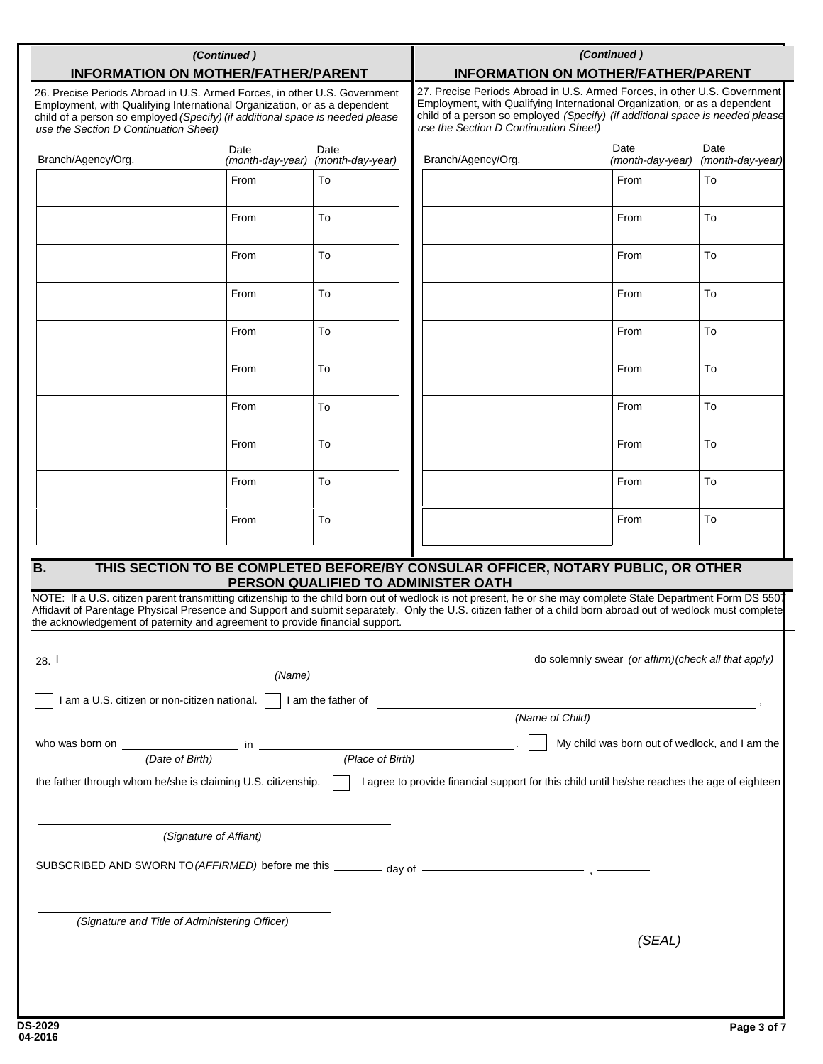## (Continued)
## INFORMATION ON MOTHER/FATHER/PARENT

26. Precise Periods Abroad in U.S. Armed Forces, in other U.S. Government Employment, with Qualifying International Organization, or as a dependent child of a person so employed *(Specify) (if additional space is needed please use the Section D Continuation Sheet)*

| Branch/Agency/Org. | Date *(month-day-year)* | Date *(month-day-year)* |
|---|---|---|
| | From | To |
| | From | To |
| | From | To |
| | From | To |
| | From | To |
| | From | To |
| | From | To |
| | From | To |
| | From | To |
| | From | To |

## (Continued)
## INFORMATION ON MOTHER/FATHER/PARENT

27. Precise Periods Abroad in U.S. Armed Forces, in other U.S. Government Employment, with Qualifying International Organization, or as a dependent child of a person so employed *(Specify) (if additional space is needed please use the Section D Continuation Sheet)*

| Branch/Agency/Org. | Date *(month-day-year)* | Date *(month-day-year)* |
|---|---|---|
| | From | To |
| | From | To |
| | From | To |
| | From | To |
| | From | To |
| | From | To |
| | From | To |
| | From | To |
| | From | To |
| | From | To |

## B. THIS SECTION TO BE COMPLETED BEFORE/BY CONSULAR OFFICER, NOTARY PUBLIC, OR OTHER PERSON QUALIFIED TO ADMINISTER OATH

NOTE: If a U.S. citizen parent transmitting citizenship to the child born out of wedlock is not present, he or she may complete State Department Form DS 5507 Affidavit of Parentage Physical Presence and Support and submit separately. Only the U.S. citizen father of a child born abroad out of wedlock must complete the acknowledgement of paternity and agreement to provide financial support.

28. I ______________________________ do solemnly swear *(or affirm)(check all that apply)*
*(Name)*

☐ I am a U.S. citizen or non-citizen national. ☐ I am the father of ______________________________ ,
*(Name of Child)*

who was born on ______________ in ______________________ . ☐ My child was born out of wedlock, and I am the
*(Date of Birth)* *(Place of Birth)*

the father through whom he/she is claiming U.S. citizenship. ☐ I agree to provide financial support for this child until he/she reaches the age of eighteen

______________________________
*(Signature of Affiant)*

SUBSCRIBED AND SWORN TO *(AFFIRMED)* before me this ________ day of ______________ , ________

______________________________
*(Signature and Title of Administering Officer)*

*(SEAL)*

DS-2029
04-2016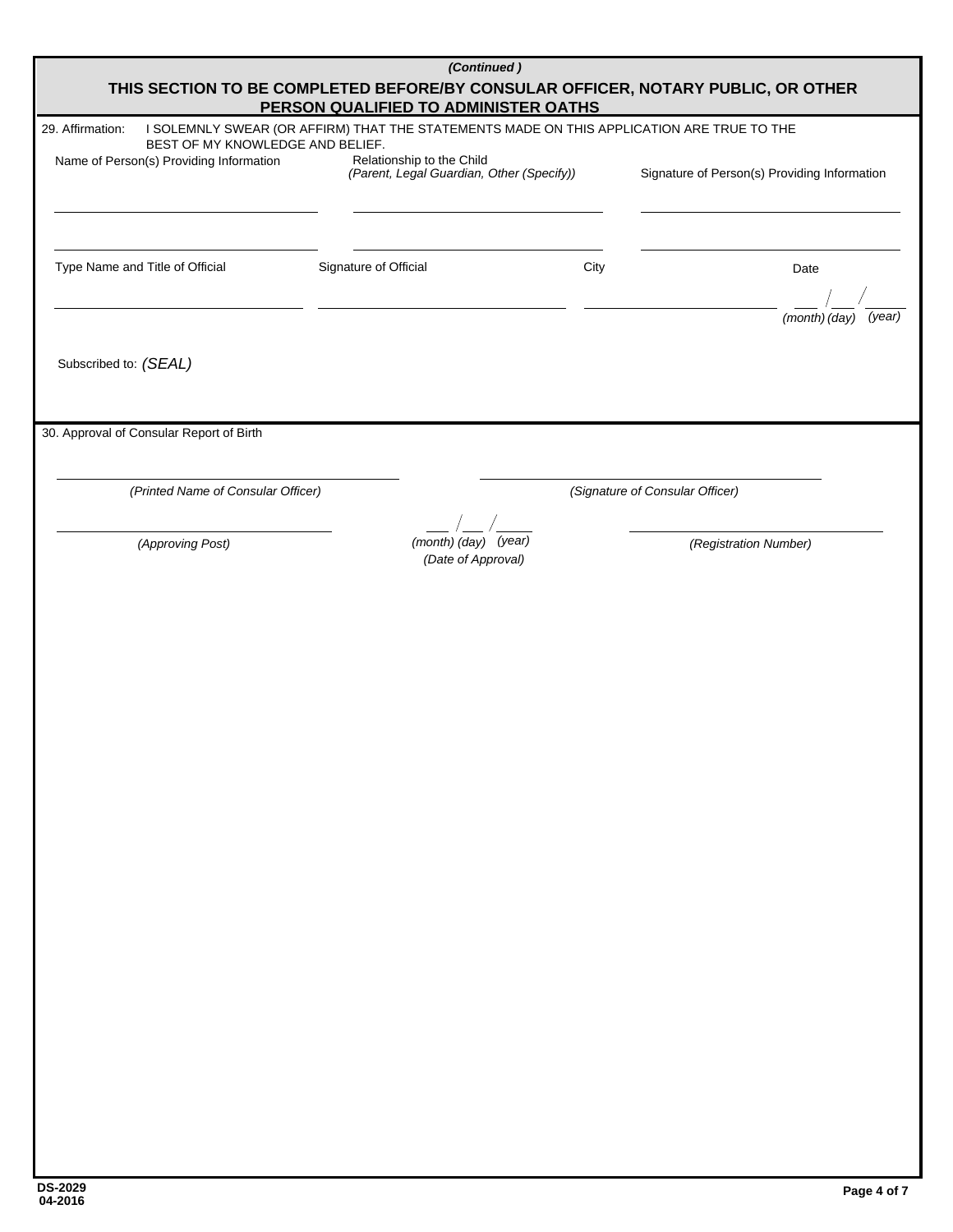*(Continued )*

## THIS SECTION TO BE COMPLETED BEFORE/BY CONSULAR OFFICER, NOTARY PUBLIC, OR OTHER PERSON QUALIFIED TO ADMINISTER OATHS

29. Affirmation: I SOLEMNLY SWEAR (OR AFFIRM) THAT THE STATEMENTS MADE ON THIS APPLICATION ARE TRUE TO THE BEST OF MY KNOWLEDGE AND BELIEF.

| Name of Person(s) Providing Information | Relationship to the Child *(Parent, Legal Guardian, Other (Specify))* | Signature of Person(s) Providing Information |
|---|---|---|
| | | |
| | | |

| Type Name and Title of Official | Signature of Official | City | Date |
|---|---|---|---|
| | | | ___ / ___ / _____ *(month) (day) (year)* |

Subscribed to: *(SEAL)*

30. Approval of Consular Report of Birth

| *(Printed Name of Consular Officer)* | | *(Signature of Consular Officer)* |
|---|---|---|
| *(Approving Post)* | ___ / ___ / _____ *(month) (day) (year)* *(Date of Approval)* | *(Registration Number)* |

DS-2029
04-2016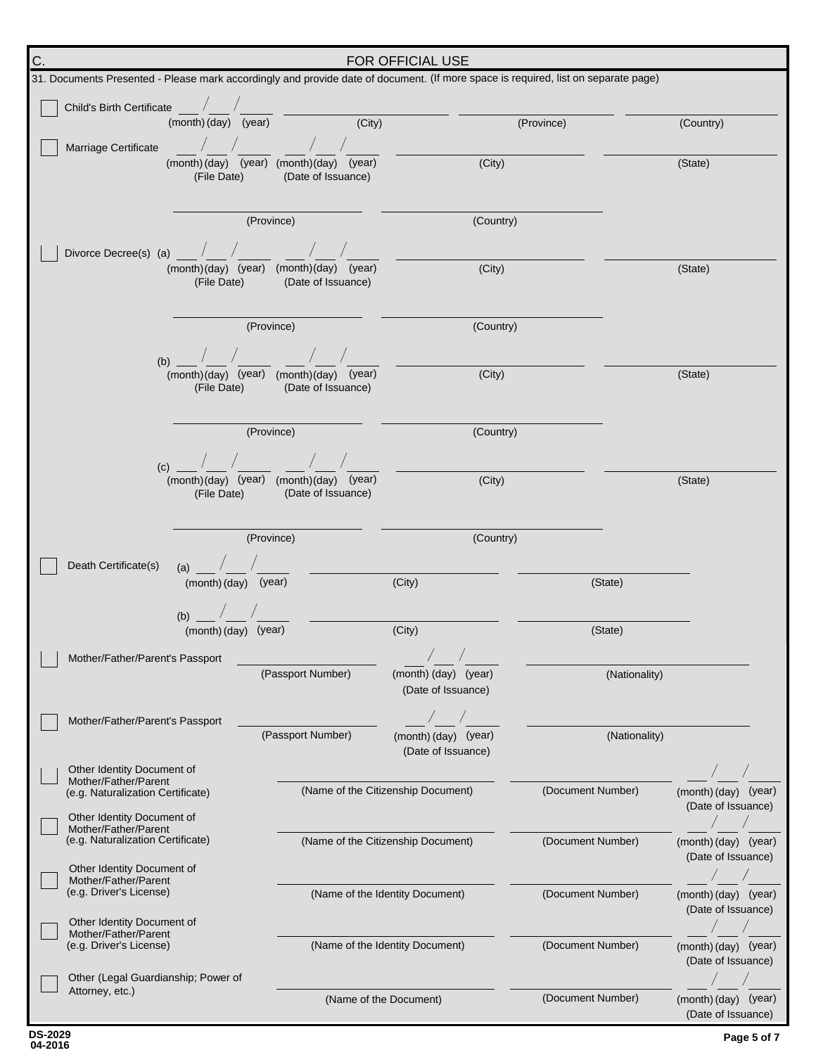## C. FOR OFFICIAL USE

31. Documents Presented - Please mark accordingly and provide date of document. (If more space is required, list on separate page)

☐ Child's Birth Certificate ___ / ___ / _____ (month) (day) (year) __________ (City) __________ (Province) __________ (Country)

☐ Marriage Certificate ___ / ___ / _____ (month) (day) (year) (File Date) ___ / ___ / _____ (month) (day) (year) (Date of Issuance) __________ (City) __________ (State)

__________ (Province) __________ (Country)

☐ Divorce Decree(s) (a) ___ / ___ / _____ (month) (day) (year) (File Date) ___ / ___ / _____ (month) (day) (year) (Date of Issuance) __________ (City) __________ (State)

__________ (Province) __________ (Country)

(b) ___ / ___ / _____ (month) (day) (year) (File Date) ___ / ___ / _____ (month) (day) (year) (Date of Issuance) __________ (City) __________ (State)

__________ (Province) __________ (Country)

(c) ___ / ___ / _____ (month) (day) (year) (File Date) ___ / ___ / _____ (month) (day) (year) (Date of Issuance) __________ (City) __________ (State)

__________ (Province) __________ (Country)

☐ Death Certificate(s) (a) ___ / ___ / _____ (month) (day) (year) __________ (City) __________ (State)

(b) ___ / ___ / _____ (month) (day) (year) __________ (City) __________ (State)

☐ Mother/Father/Parent's Passport __________ (Passport Number) ___ / ___ / _____ (month) (day) (year) (Date of Issuance) __________ (Nationality)

☐ Mother/Father/Parent's Passport __________ (Passport Number) ___ / ___ / _____ (month) (day) (year) (Date of Issuance) __________ (Nationality)

☐ Other Identity Document of Mother/Father/Parent (e.g. Naturalization Certificate) __________ (Name of the Citizenship Document) __________ (Document Number) ___ / ___ / _____ (month) (day) (year) (Date of Issuance)

☐ Other Identity Document of Mother/Father/Parent (e.g. Naturalization Certificate) __________ (Name of the Citizenship Document) __________ (Document Number) ___ / ___ / _____ (month) (day) (year) (Date of Issuance)

☐ Other Identity Document of Mother/Father/Parent (e.g. Driver's License) __________ (Name of the Identity Document) __________ (Document Number) ___ / ___ / _____ (month) (day) (year) (Date of Issuance)

☐ Other Identity Document of Mother/Father/Parent (e.g. Driver's License) __________ (Name of the Identity Document) __________ (Document Number) ___ / ___ / _____ (month) (day) (year) (Date of Issuance)

☐ Other (Legal Guardianship; Power of Attorney, etc.) __________ (Name of the Document) __________ (Document Number) ___ / ___ / _____ (month) (day) (year) (Date of Issuance)

DS-2029
04-2016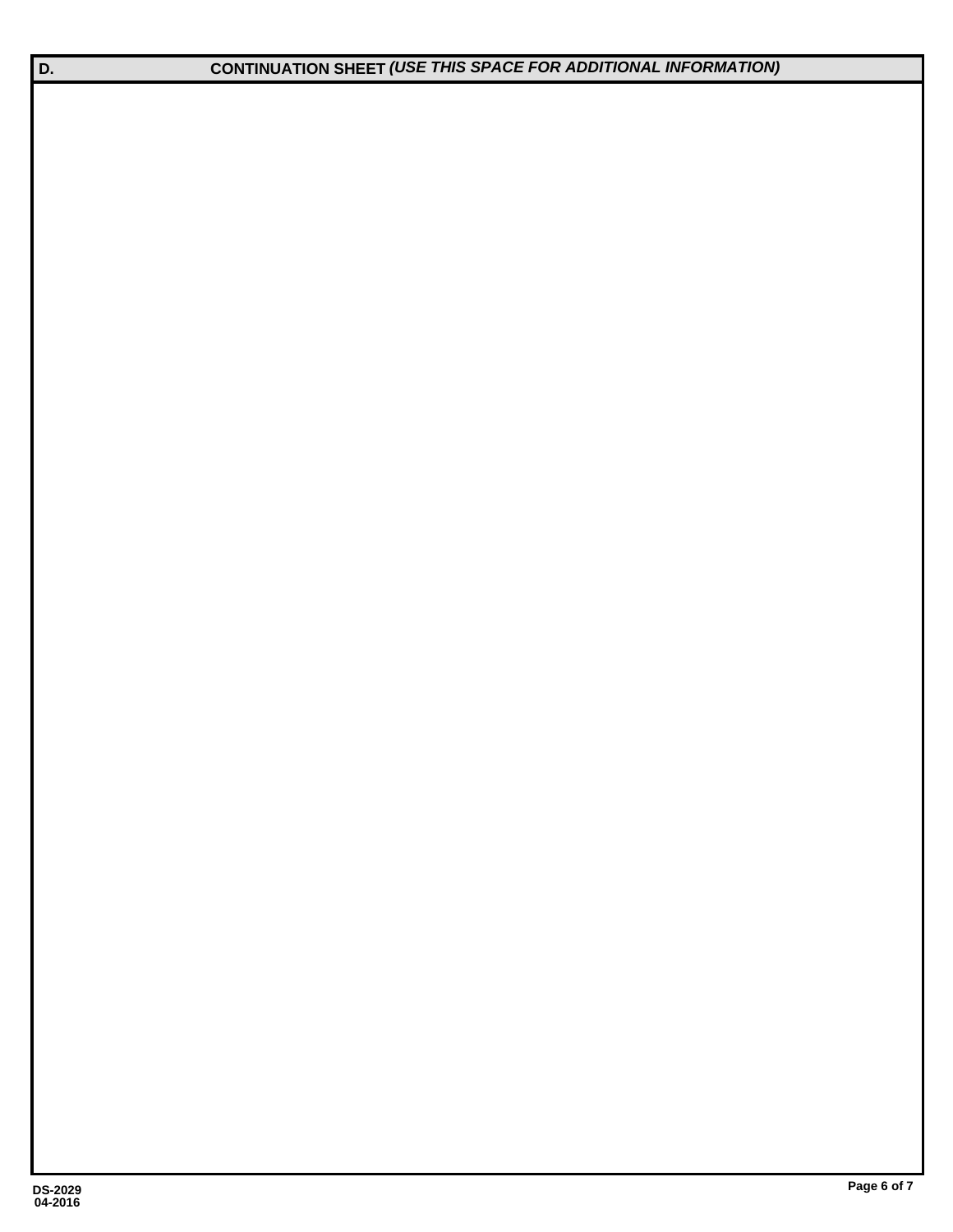## D. CONTINUATION SHEET *(USE THIS SPACE FOR ADDITIONAL INFORMATION)*

DS-2029
04-2016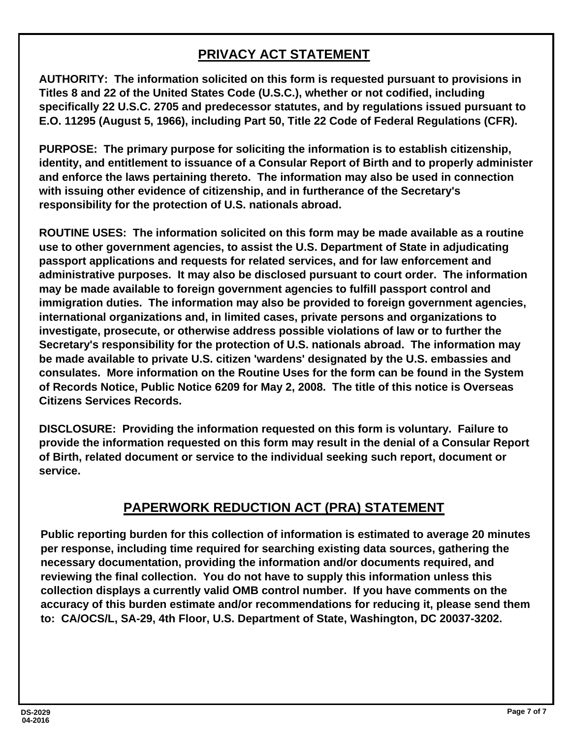## PRIVACY ACT STATEMENT

**AUTHORITY: The information solicited on this form is requested pursuant to provisions in Titles 8 and 22 of the United States Code (U.S.C.), whether or not codified, including specifically 22 U.S.C. 2705 and predecessor statutes, and by regulations issued pursuant to E.O. 11295 (August 5, 1966), including Part 50, Title 22 Code of Federal Regulations (CFR).**

**PURPOSE: The primary purpose for soliciting the information is to establish citizenship, identity, and entitlement to issuance of a Consular Report of Birth and to properly administer and enforce the laws pertaining thereto. The information may also be used in connection with issuing other evidence of citizenship, and in furtherance of the Secretary's responsibility for the protection of U.S. nationals abroad.**

**ROUTINE USES: The information solicited on this form may be made available as a routine use to other government agencies, to assist the U.S. Department of State in adjudicating passport applications and requests for related services, and for law enforcement and administrative purposes. It may also be disclosed pursuant to court order. The information may be made available to foreign government agencies to fulfill passport control and immigration duties. The information may also be provided to foreign government agencies, international organizations and, in limited cases, private persons and organizations to investigate, prosecute, or otherwise address possible violations of law or to further the Secretary's responsibility for the protection of U.S. nationals abroad. The information may be made available to private U.S. citizen 'wardens' designated by the U.S. embassies and consulates. More information on the Routine Uses for the form can be found in the System of Records Notice, Public Notice 6209 for May 2, 2008. The title of this notice is Overseas Citizens Services Records.**

**DISCLOSURE: Providing the information requested on this form is voluntary. Failure to provide the information requested on this form may result in the denial of a Consular Report of Birth, related document or service to the individual seeking such report, document or service.**

## PAPERWORK REDUCTION ACT (PRA) STATEMENT

**Public reporting burden for this collection of information is estimated to average 20 minutes per response, including time required for searching existing data sources, gathering the necessary documentation, providing the information and/or documents required, and reviewing the final collection. You do not have to supply this information unless this collection displays a currently valid OMB control number. If you have comments on the accuracy of this burden estimate and/or recommendations for reducing it, please send them to: CA/OCS/L, SA-29, 4th Floor, U.S. Department of State, Washington, DC 20037-3202.**

DS-2029
04-2016